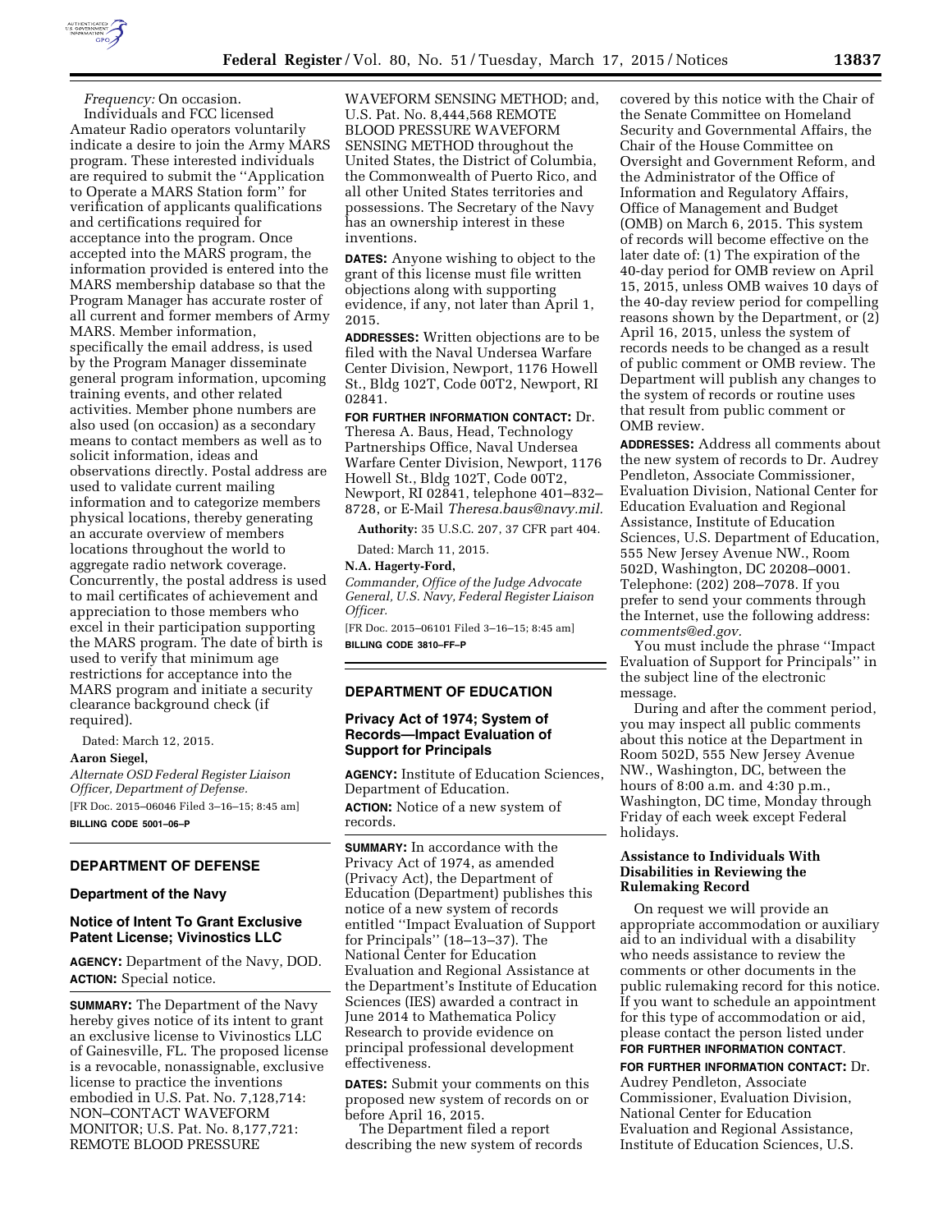*Frequency:* On occasion.

Individuals and FCC licensed Amateur Radio operators voluntarily indicate a desire to join the Army MARS program. These interested individuals are required to submit the ''Application to Operate a MARS Station form'' for verification of applicants qualifications and certifications required for acceptance into the program. Once accepted into the MARS program, the information provided is entered into the MARS membership database so that the Program Manager has accurate roster of all current and former members of Army MARS. Member information, specifically the email address, is used by the Program Manager disseminate general program information, upcoming training events, and other related activities. Member phone numbers are also used (on occasion) as a secondary means to contact members as well as to solicit information, ideas and observations directly. Postal address are used to validate current mailing information and to categorize members physical locations, thereby generating an accurate overview of members locations throughout the world to aggregate radio network coverage. Concurrently, the postal address is used to mail certificates of achievement and appreciation to those members who excel in their participation supporting the MARS program. The date of birth is used to verify that minimum age restrictions for acceptance into the MARS program and initiate a security clearance background check (if required).

Dated: March 12, 2015.

**Aaron Siegel,**

*Alternate OSD Federal Register Liaison Officer, Department of Defense.*

[FR Doc. 2015–06046 Filed 3–16–15; 8:45 am]

**BILLING CODE 5001–06–P**

## DEPARTMENT OF DEFENSE

### Department of the Navy

### Notice of Intent To Grant Exclusive Patent License; Vivinostics LLC

**AGENCY:** Department of the Navy, DOD.

**ACTION:** Special notice.

**SUMMARY:** The Department of the Navy hereby gives notice of its intent to grant an exclusive license to Vivinostics LLC of Gainesville, FL. The proposed license is a revocable, nonassignable, exclusive license to practice the inventions embodied in U.S. Pat. No. 7,128,714: NON–CONTACT WAVEFORM MONITOR; U.S. Pat. No. 8,177,721: REMOTE BLOOD PRESSURE WAVEFORM SENSING METHOD; and, U.S. Pat. No. 8,444,568 REMOTE BLOOD PRESSURE WAVEFORM SENSING METHOD throughout the United States, the District of Columbia, the Commonwealth of Puerto Rico, and all other United States territories and possessions. The Secretary of the Navy has an ownership interest in these inventions.

**DATES:** Anyone wishing to object to the grant of this license must file written objections along with supporting evidence, if any, not later than April 1, 2015.

**ADDRESSES:** Written objections are to be filed with the Naval Undersea Warfare Center Division, Newport, 1176 Howell St., Bldg 102T, Code 00T2, Newport, RI 02841.

**FOR FURTHER INFORMATION CONTACT:** Dr. Theresa A. Baus, Head, Technology Partnerships Office, Naval Undersea Warfare Center Division, Newport, 1176 Howell St., Bldg 102T, Code 00T2, Newport, RI 02841, telephone 401–832–8728, or E-Mail *Theresa.baus@navy.mil.*

**Authority:** 35 U.S.C. 207, 37 CFR part 404.

Dated: March 11, 2015.

**N.A. Hagerty-Ford,**

*Commander, Office of the Judge Advocate General, U.S. Navy, Federal Register Liaison Officer.*

[FR Doc. 2015–06101 Filed 3–16–15; 8:45 am]

**BILLING CODE 3810–FF–P**

## DEPARTMENT OF EDUCATION

### Privacy Act of 1974; System of Records—Impact Evaluation of Support for Principals

**AGENCY:** Institute of Education Sciences, Department of Education.

**ACTION:** Notice of a new system of records.

**SUMMARY:** In accordance with the Privacy Act of 1974, as amended (Privacy Act), the Department of Education (Department) publishes this notice of a new system of records entitled ''Impact Evaluation of Support for Principals'' (18–13–37). The National Center for Education Evaluation and Regional Assistance at the Department's Institute of Education Sciences (IES) awarded a contract in June 2014 to Mathematica Policy Research to provide evidence on principal professional development effectiveness.

**DATES:** Submit your comments on this proposed new system of records on or before April 16, 2015.

The Department filed a report describing the new system of records covered by this notice with the Chair of the Senate Committee on Homeland Security and Governmental Affairs, the Chair of the House Committee on Oversight and Government Reform, and the Administrator of the Office of Information and Regulatory Affairs, Office of Management and Budget (OMB) on March 6, 2015. This system of records will become effective on the later date of: (1) The expiration of the 40-day period for OMB review on April 15, 2015, unless OMB waives 10 days of the 40-day review period for compelling reasons shown by the Department, or (2) April 16, 2015, unless the system of records needs to be changed as a result of public comment or OMB review. The Department will publish any changes to the system of records or routine uses that result from public comment or OMB review.

**ADDRESSES:** Address all comments about the new system of records to Dr. Audrey Pendleton, Associate Commissioner, Evaluation Division, National Center for Education Evaluation and Regional Assistance, Institute of Education Sciences, U.S. Department of Education, 555 New Jersey Avenue NW., Room 502D, Washington, DC 20208–0001. Telephone: (202) 208–7078. If you prefer to send your comments through the Internet, use the following address: *comments@ed.gov.*

You must include the phrase ''Impact Evaluation of Support for Principals'' in the subject line of the electronic message.

During and after the comment period, you may inspect all public comments about this notice at the Department in Room 502D, 555 New Jersey Avenue NW., Washington, DC, between the hours of 8:00 a.m. and 4:30 p.m., Washington, DC time, Monday through Friday of each week except Federal holidays.

### Assistance to Individuals With Disabilities in Reviewing the Rulemaking Record

On request we will provide an appropriate accommodation or auxiliary aid to an individual with a disability who needs assistance to review the comments or other documents in the public rulemaking record for this notice. If you want to schedule an appointment for this type of accommodation or aid, please contact the person listed under **FOR FURTHER INFORMATION CONTACT**.

**FOR FURTHER INFORMATION CONTACT:** Dr. Audrey Pendleton, Associate Commissioner, Evaluation Division, National Center for Education Evaluation and Regional Assistance, Institute of Education Sciences, U.S.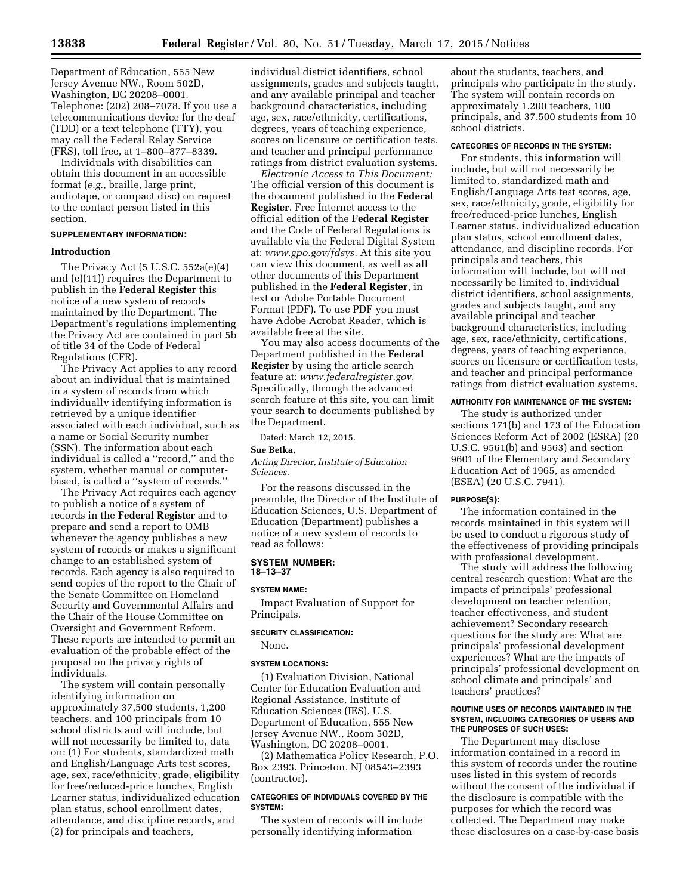Department of Education, 555 New Jersey Avenue NW., Room 502D, Washington, DC 20208–0001. Telephone: (202) 208–7078. If you use a telecommunications device for the deaf (TDD) or a text telephone (TTY), you may call the Federal Relay Service (FRS), toll free, at 1–800–877–8339.

Individuals with disabilities can obtain this document in an accessible format (*e.g.,* braille, large print, audiotape, or compact disc) on request to the contact person listed in this section.

**SUPPLEMENTARY INFORMATION:**

**Introduction**

The Privacy Act (5 U.S.C. 552a(e)(4) and (e)(11)) requires the Department to publish in the **Federal Register** this notice of a new system of records maintained by the Department. The Department's regulations implementing the Privacy Act are contained in part 5b of title 34 of the Code of Federal Regulations (CFR).

The Privacy Act applies to any record about an individual that is maintained in a system of records from which individually identifying information is retrieved by a unique identifier associated with each individual, such as a name or Social Security number (SSN). The information about each individual is called a "record," and the system, whether manual or computer-based, is called a "system of records."

The Privacy Act requires each agency to publish a notice of a system of records in the **Federal Register** and to prepare and send a report to OMB whenever the agency publishes a new system of records or makes a significant change to an established system of records. Each agency is also required to send copies of the report to the Chair of the Senate Committee on Homeland Security and Governmental Affairs and the Chair of the House Committee on Oversight and Government Reform. These reports are intended to permit an evaluation of the probable effect of the proposal on the privacy rights of individuals.

The system will contain personally identifying information on approximately 37,500 students, 1,200 teachers, and 100 principals from 10 school districts and will include, but will not necessarily be limited to, data on: (1) For students, standardized math and English/Language Arts test scores, age, sex, race/ethnicity, grade, eligibility for free/reduced-price lunches, English Learner status, individualized education plan status, school enrollment dates, attendance, and discipline records, and (2) for principals and teachers, individual district identifiers, school assignments, grades and subjects taught, and any available principal and teacher background characteristics, including age, sex, race/ethnicity, certifications, degrees, years of teaching experience, scores on licensure or certification tests, and teacher and principal performance ratings from district evaluation systems.

*Electronic Access to This Document:* The official version of this document is the document published in the **Federal Register**. Free Internet access to the official edition of the **Federal Register** and the Code of Federal Regulations is available via the Federal Digital System at: *www.gpo.gov/fdsys.* At this site you can view this document, as well as all other documents of this Department published in the **Federal Register**, in text or Adobe Portable Document Format (PDF). To use PDF you must have Adobe Acrobat Reader, which is available free at the site.

You may also access documents of the Department published in the **Federal Register** by using the article search feature at: *www.federalregister.gov.* Specifically, through the advanced search feature at this site, you can limit your search to documents published by the Department.

Dated: March 12, 2015.

**Sue Betka,**

*Acting Director, Institute of Education Sciences.*

For the reasons discussed in the preamble, the Director of the Institute of Education Sciences, U.S. Department of Education (Department) publishes a notice of a new system of records to read as follows:

**SYSTEM NUMBER:**
**18–13–37**

**SYSTEM NAME:**

Impact Evaluation of Support for Principals.

**SECURITY CLASSIFICATION:**

None.

**SYSTEM LOCATIONS:**

(1) Evaluation Division, National Center for Education Evaluation and Regional Assistance, Institute of Education Sciences (IES), U.S. Department of Education, 555 New Jersey Avenue NW., Room 502D, Washington, DC 20208–0001.

(2) Mathematica Policy Research, P.O. Box 2393, Princeton, NJ 08543–2393 (contractor).

**CATEGORIES OF INDIVIDUALS COVERED BY THE SYSTEM:**

The system of records will include personally identifying information about the students, teachers, and principals who participate in the study. The system will contain records on approximately 1,200 teachers, 100 principals, and 37,500 students from 10 school districts.

**CATEGORIES OF RECORDS IN THE SYSTEM:**

For students, this information will include, but will not necessarily be limited to, standardized math and English/Language Arts test scores, age, sex, race/ethnicity, grade, eligibility for free/reduced-price lunches, English Learner status, individualized education plan status, school enrollment dates, attendance, and discipline records. For principals and teachers, this information will include, but will not necessarily be limited to, individual district identifiers, school assignments, grades and subjects taught, and any available principal and teacher background characteristics, including age, sex, race/ethnicity, certifications, degrees, years of teaching experience, scores on licensure or certification tests, and teacher and principal performance ratings from district evaluation systems.

**AUTHORITY FOR MAINTENANCE OF THE SYSTEM:**

The study is authorized under sections 171(b) and 173 of the Education Sciences Reform Act of 2002 (ESRA) (20 U.S.C. 9561(b) and 9563) and section 9601 of the Elementary and Secondary Education Act of 1965, as amended (ESEA) (20 U.S.C. 7941).

**PURPOSE(S):**

The information contained in the records maintained in this system will be used to conduct a rigorous study of the effectiveness of providing principals with professional development.

The study will address the following central research question: What are the impacts of principals' professional development on teacher retention, teacher effectiveness, and student achievement? Secondary research questions for the study are: What are principals' professional development experiences? What are the impacts of principals' professional development on school climate and principals' and teachers' practices?

**ROUTINE USES OF RECORDS MAINTAINED IN THE SYSTEM, INCLUDING CATEGORIES OF USERS AND THE PURPOSES OF SUCH USES:**

The Department may disclose information contained in a record in this system of records under the routine uses listed in this system of records without the consent of the individual if the disclosure is compatible with the purposes for which the record was collected. The Department may make these disclosures on a case-by-case basis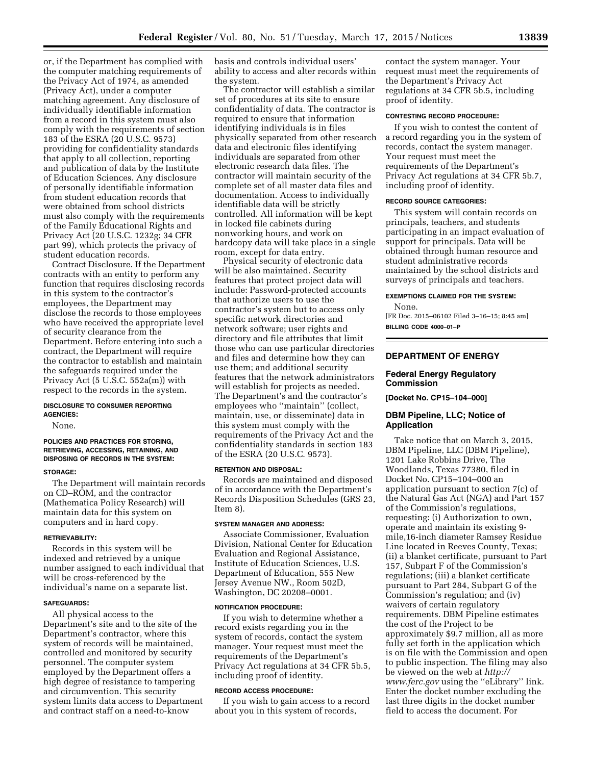or, if the Department has complied with the computer matching requirements of the Privacy Act of 1974, as amended (Privacy Act), under a computer matching agreement. Any disclosure of individually identifiable information from a record in this system must also comply with the requirements of section 183 of the ESRA (20 U.S.C. 9573) providing for confidentiality standards that apply to all collection, reporting and publication of data by the Institute of Education Sciences. Any disclosure of personally identifiable information from student education records that were obtained from school districts must also comply with the requirements of the Family Educational Rights and Privacy Act (20 U.S.C. 1232g; 34 CFR part 99), which protects the privacy of student education records.

Contract Disclosure. If the Department contracts with an entity to perform any function that requires disclosing records in this system to the contractor's employees, the Department may disclose the records to those employees who have received the appropriate level of security clearance from the Department. Before entering into such a contract, the Department will require the contractor to establish and maintain the safeguards required under the Privacy Act (5 U.S.C. 552a(m)) with respect to the records in the system.

#### DISCLOSURE TO CONSUMER REPORTING AGENCIES:

None.

#### POLICIES AND PRACTICES FOR STORING, RETRIEVING, ACCESSING, RETAINING, AND DISPOSING OF RECORDS IN THE SYSTEM:

#### STORAGE:

The Department will maintain records on CD–ROM, and the contractor (Mathematica Policy Research) will maintain data for this system on computers and in hard copy.

#### RETRIEVABILITY:

Records in this system will be indexed and retrieved by a unique number assigned to each individual that will be cross-referenced by the individual's name on a separate list.

#### SAFEGUARDS:

All physical access to the Department's site and to the site of the Department's contractor, where this system of records will be maintained, controlled and monitored by security personnel. The computer system employed by the Department offers a high degree of resistance to tampering and circumvention. This security system limits data access to Department and contract staff on a need-to-know basis and controls individual users' ability to access and alter records within the system.

The contractor will establish a similar set of procedures at its site to ensure confidentiality of data. The contractor is required to ensure that information identifying individuals is in files physically separated from other research data and electronic files identifying individuals are separated from other electronic research data files. The contractor will maintain security of the complete set of all master data files and documentation. Access to individually identifiable data will be strictly controlled. All information will be kept in locked file cabinets during nonworking hours, and work on hardcopy data will take place in a single room, except for data entry.

Physical security of electronic data will be also maintained. Security features that protect project data will include: Password-protected accounts that authorize users to use the contractor's system but to access only specific network directories and network software; user rights and directory and file attributes that limit those who can use particular directories and files and determine how they can use them; and additional security features that the network administrators will establish for projects as needed. The Department's and the contractor's employees who "maintain" (collect, maintain, use, or disseminate) data in this system must comply with the requirements of the Privacy Act and the confidentiality standards in section 183 of the ESRA (20 U.S.C. 9573).

#### RETENTION AND DISPOSAL:

Records are maintained and disposed of in accordance with the Department's Records Disposition Schedules (GRS 23, Item 8).

#### SYSTEM MANAGER AND ADDRESS:

Associate Commissioner, Evaluation Division, National Center for Education Evaluation and Regional Assistance, Institute of Education Sciences, U.S. Department of Education, 555 New Jersey Avenue NW., Room 502D, Washington, DC 20208–0001.

#### NOTIFICATION PROCEDURE:

If you wish to determine whether a record exists regarding you in the system of records, contact the system manager. Your request must meet the requirements of the Department's Privacy Act regulations at 34 CFR 5b.5, including proof of identity.

#### RECORD ACCESS PROCEDURE:

If you wish to gain access to a record about you in this system of records, contact the system manager. Your request must meet the requirements of the Department's Privacy Act regulations at 34 CFR 5b.5, including proof of identity.

#### CONTESTING RECORD PROCEDURE:

If you wish to contest the content of a record regarding you in the system of records, contact the system manager. Your request must meet the requirements of the Department's Privacy Act regulations at 34 CFR 5b.7, including proof of identity.

#### RECORD SOURCE CATEGORIES:

This system will contain records on principals, teachers, and students participating in an impact evaluation of support for principals. Data will be obtained through human resource and student administrative records maintained by the school districts and surveys of principals and teachers.

#### EXEMPTIONS CLAIMED FOR THE SYSTEM:

None.

[FR Doc. 2015–06102 Filed 3–16–15; 8:45 am]

**BILLING CODE 4000–01–P**

---

## DEPARTMENT OF ENERGY

### Federal Energy Regulatory Commission

**[Docket No. CP15–104–000]**

### DBM Pipeline, LLC; Notice of Application

Take notice that on March 3, 2015, DBM Pipeline, LLC (DBM Pipeline), 1201 Lake Robbins Drive, The Woodlands, Texas 77380, filed in Docket No. CP15–104–000 an application pursuant to section 7(c) of the Natural Gas Act (NGA) and Part 157 of the Commission's regulations, requesting: (i) Authorization to own, operate and maintain its existing 9-mile,16-inch diameter Ramsey Residue Line located in Reeves County, Texas; (ii) a blanket certificate, pursuant to Part 157, Subpart F of the Commission's regulations; (iii) a blanket certificate pursuant to Part 284, Subpart G of the Commission's regulation; and (iv) waivers of certain regulatory requirements. DBM Pipeline estimates the cost of the Project to be approximately $9.7 million, all as more fully set forth in the application which is on file with the Commission and open to public inspection. The filing may also be viewed on the web at *http://www.ferc.gov* using the "eLibrary" link. Enter the docket number excluding the last three digits in the docket number field to access the document. For